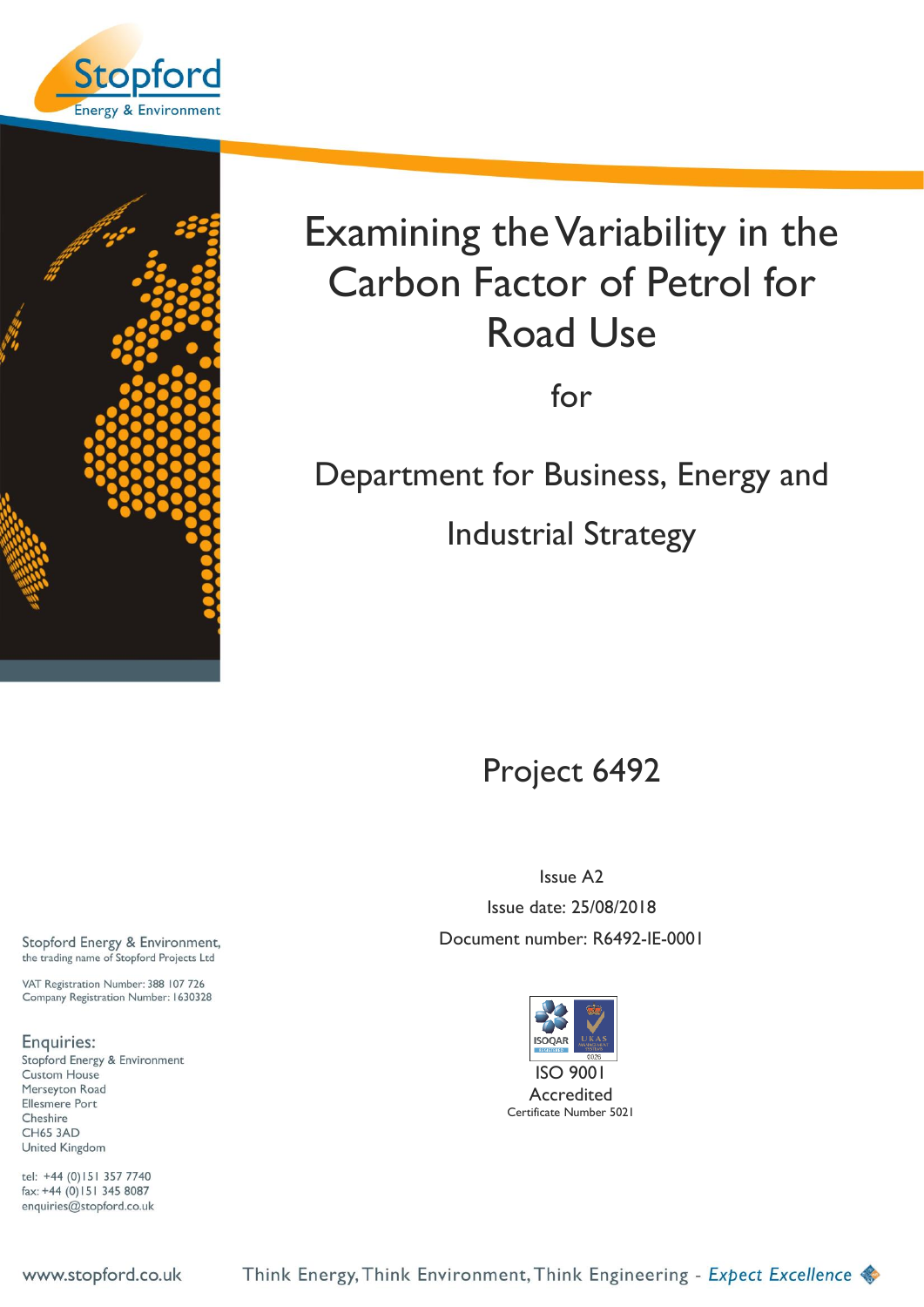Stopford
Energy & Environment

# Examining the Variability in the Carbon Factor of Petrol for Road Use

for

## Department for Business, Energy and Industrial Strategy

## Project 6492

Issue A2

Issue date: 25/08/2018

Document number: R6492-IE-0001

ISO 9001
Accredited
Certificate Number 5021

Stopford Energy & Environment,
the trading name of Stopford Projects Ltd

VAT Registration Number: 388 107 726
Company Registration Number: 1630328

**Enquiries:**
Stopford Energy & Environment
Custom House
Merseyton Road
Ellesmere Port
Cheshire
CH65 3AD
United Kingdom

tel: +44 (0)151 357 7740
fax: +44 (0)151 345 8087
enquiries@stopford.co.uk

www.stopford.co.uk

Think Energy, Think Environment, Think Engineering - *Expect Excellence*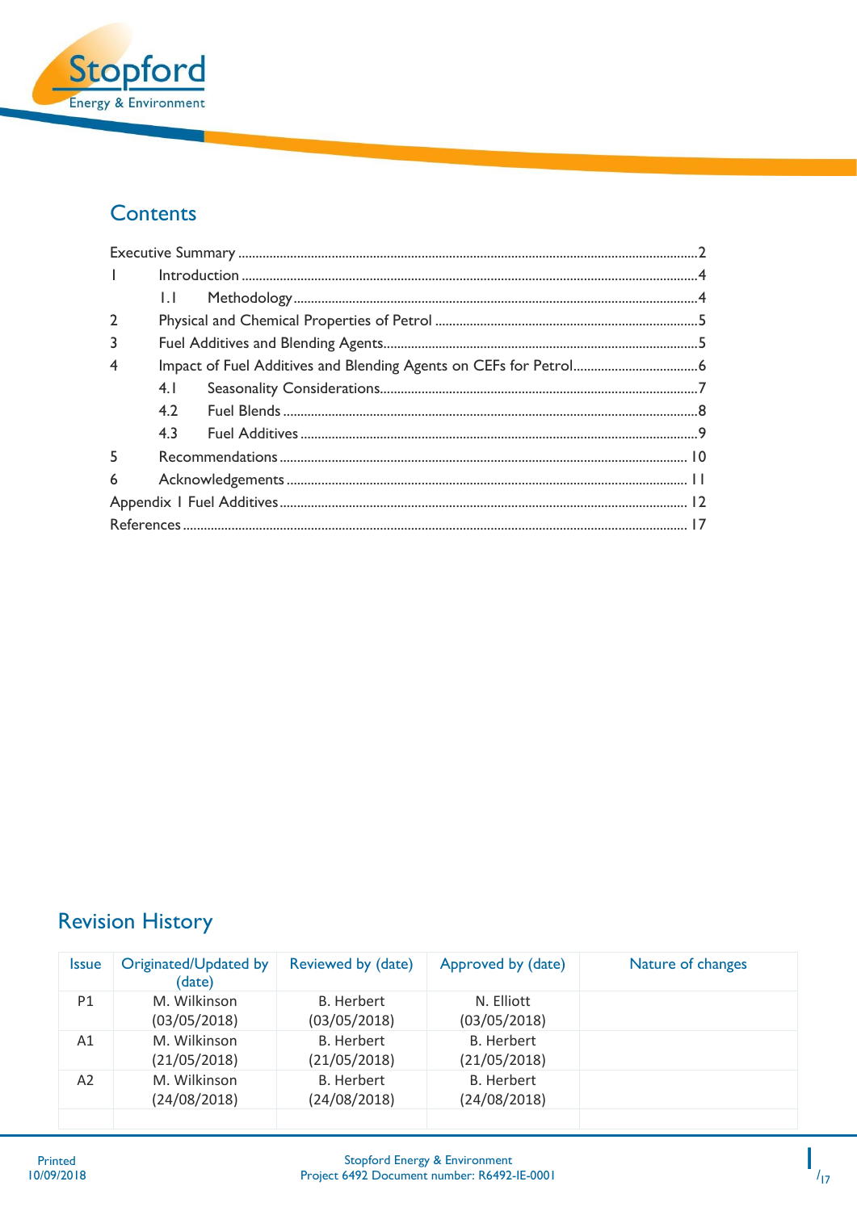## Contents

| | | |
|---|---|---|
| Executive Summary | | 2 |
| 1 | Introduction | 4 |
| | 1.1 Methodology | 4 |
| 2 | Physical and Chemical Properties of Petrol | 5 |
| 3 | Fuel Additives and Blending Agents | 5 |
| 4 | Impact of Fuel Additives and Blending Agents on CEFs for Petrol | 6 |
| | 4.1 Seasonality Considerations | 7 |
| | 4.2 Fuel Blends | 8 |
| | 4.3 Fuel Additives | 9 |
| 5 | Recommendations | 10 |
| 6 | Acknowledgements | 11 |
| Appendix 1 Fuel Additives | | 12 |
| References | | 17 |

## Revision History

| Issue | Originated/Updated by (date) | Reviewed by (date) | Approved by (date) | Nature of changes |
|---|---|---|---|---|
| P1 | M. Wilkinson (03/05/2018) | B. Herbert (03/05/2018) | N. Elliott (03/05/2018) | |
| A1 | M. Wilkinson (21/05/2018) | B. Herbert (21/05/2018) | B. Herbert (21/05/2018) | |
| A2 | M. Wilkinson (24/08/2018) | B. Herbert (24/08/2018) | B. Herbert (24/08/2018) | |
| | | | | |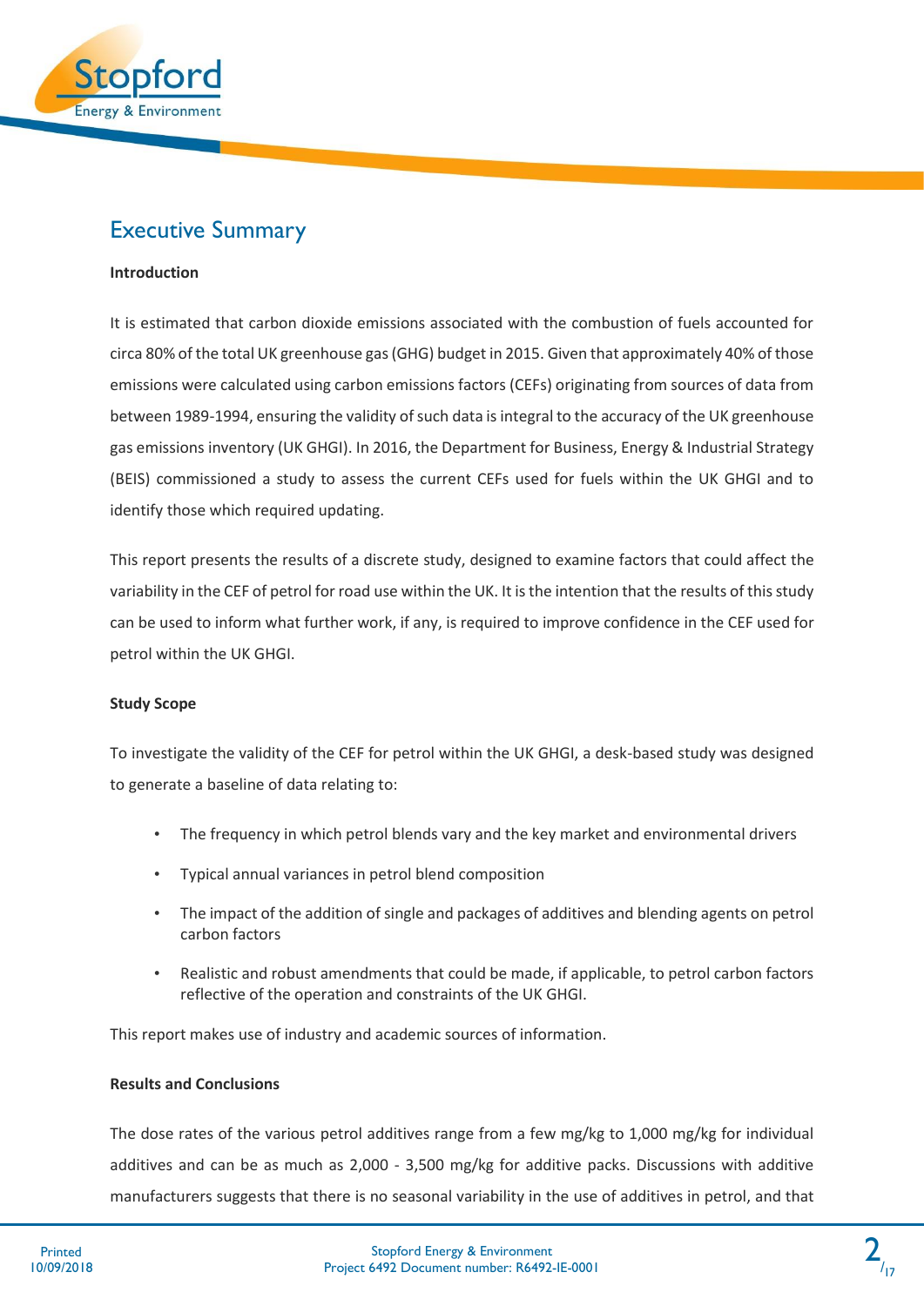# Executive Summary

**Introduction**

It is estimated that carbon dioxide emissions associated with the combustion of fuels accounted for circa 80% of the total UK greenhouse gas (GHG) budget in 2015. Given that approximately 40% of those emissions were calculated using carbon emissions factors (CEFs) originating from sources of data from between 1989-1994, ensuring the validity of such data is integral to the accuracy of the UK greenhouse gas emissions inventory (UK GHGI). In 2016, the Department for Business, Energy & Industrial Strategy (BEIS) commissioned a study to assess the current CEFs used for fuels within the UK GHGI and to identify those which required updating.

This report presents the results of a discrete study, designed to examine factors that could affect the variability in the CEF of petrol for road use within the UK. It is the intention that the results of this study can be used to inform what further work, if any, is required to improve confidence in the CEF used for petrol within the UK GHGI.

**Study Scope**

To investigate the validity of the CEF for petrol within the UK GHGI, a desk-based study was designed to generate a baseline of data relating to:

- The frequency in which petrol blends vary and the key market and environmental drivers
- Typical annual variances in petrol blend composition
- The impact of the addition of single and packages of additives and blending agents on petrol carbon factors
- Realistic and robust amendments that could be made, if applicable, to petrol carbon factors reflective of the operation and constraints of the UK GHGI.

This report makes use of industry and academic sources of information.

**Results and Conclusions**

The dose rates of the various petrol additives range from a few mg/kg to 1,000 mg/kg for individual additives and can be as much as 2,000 - 3,500 mg/kg for additive packs. Discussions with additive manufacturers suggests that there is no seasonal variability in the use of additives in petrol, and that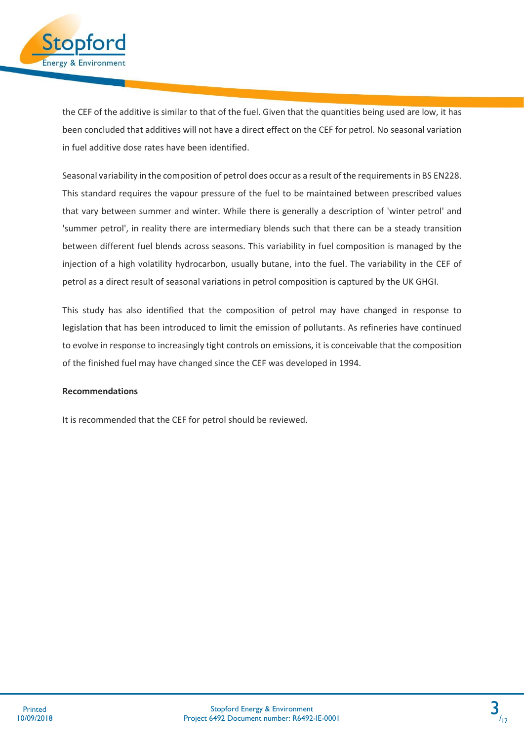the CEF of the additive is similar to that of the fuel. Given that the quantities being used are low, it has been concluded that additives will not have a direct effect on the CEF for petrol. No seasonal variation in fuel additive dose rates have been identified.

Seasonal variability in the composition of petrol does occur as a result of the requirements in BS EN228. This standard requires the vapour pressure of the fuel to be maintained between prescribed values that vary between summer and winter. While there is generally a description of 'winter petrol' and 'summer petrol', in reality there are intermediary blends such that there can be a steady transition between different fuel blends across seasons. This variability in fuel composition is managed by the injection of a high volatility hydrocarbon, usually butane, into the fuel. The variability in the CEF of petrol as a direct result of seasonal variations in petrol composition is captured by the UK GHGI.

This study has also identified that the composition of petrol may have changed in response to legislation that has been introduced to limit the emission of pollutants. As refineries have continued to evolve in response to increasingly tight controls on emissions, it is conceivable that the composition of the finished fuel may have changed since the CEF was developed in 1994.

**Recommendations**

It is recommended that the CEF for petrol should be reviewed.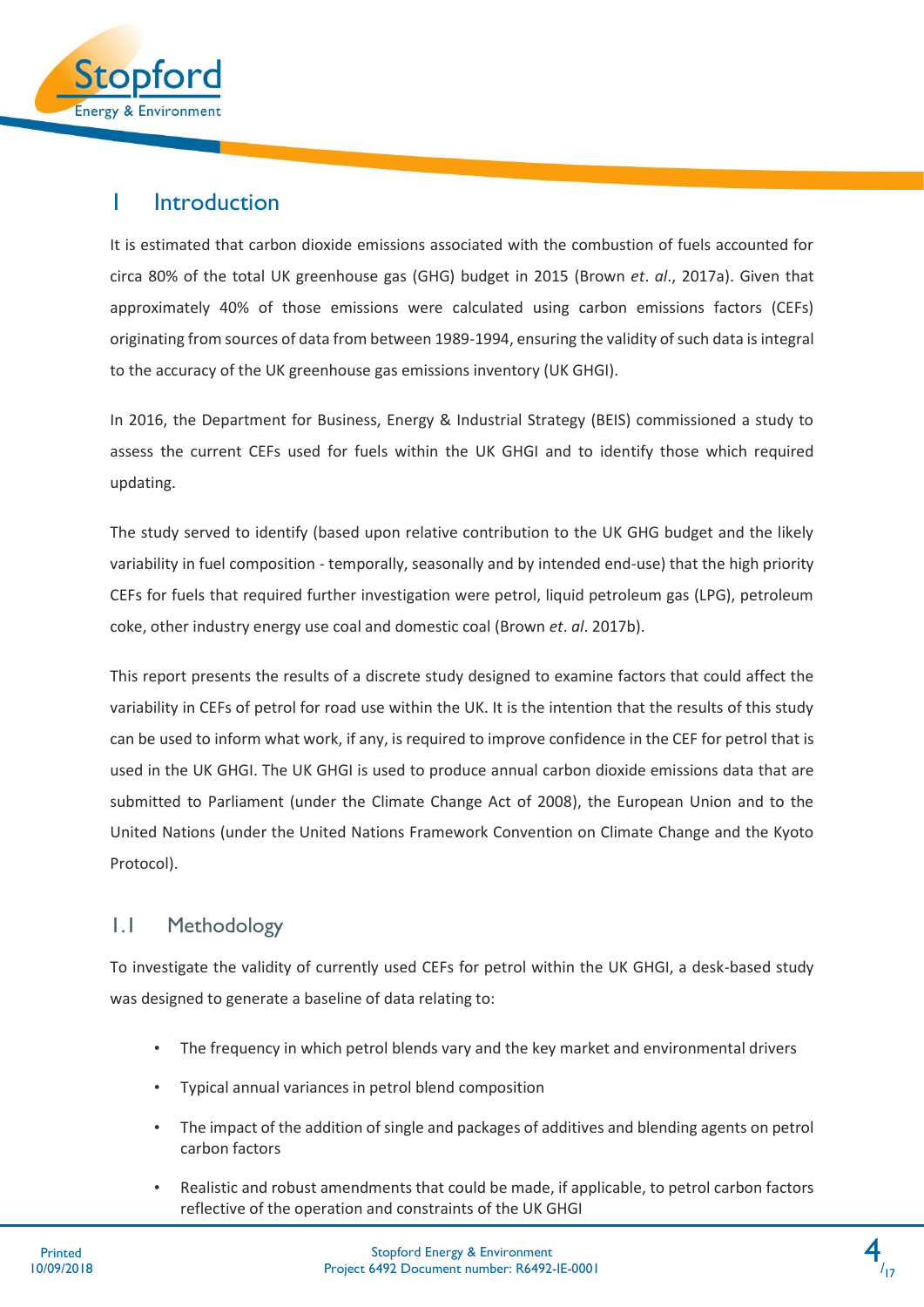# 1 Introduction

It is estimated that carbon dioxide emissions associated with the combustion of fuels accounted for circa 80% of the total UK greenhouse gas (GHG) budget in 2015 (Brown *et*. *al*., 2017a). Given that approximately 40% of those emissions were calculated using carbon emissions factors (CEFs) originating from sources of data from between 1989-1994, ensuring the validity of such data is integral to the accuracy of the UK greenhouse gas emissions inventory (UK GHGI).

In 2016, the Department for Business, Energy & Industrial Strategy (BEIS) commissioned a study to assess the current CEFs used for fuels within the UK GHGI and to identify those which required updating.

The study served to identify (based upon relative contribution to the UK GHG budget and the likely variability in fuel composition - temporally, seasonally and by intended end-use) that the high priority CEFs for fuels that required further investigation were petrol, liquid petroleum gas (LPG), petroleum coke, other industry energy use coal and domestic coal (Brown *et*. *al*. 2017b).

This report presents the results of a discrete study designed to examine factors that could affect the variability in CEFs of petrol for road use within the UK. It is the intention that the results of this study can be used to inform what work, if any, is required to improve confidence in the CEF for petrol that is used in the UK GHGI. The UK GHGI is used to produce annual carbon dioxide emissions data that are submitted to Parliament (under the Climate Change Act of 2008), the European Union and to the United Nations (under the United Nations Framework Convention on Climate Change and the Kyoto Protocol).

## 1.1 Methodology

To investigate the validity of currently used CEFs for petrol within the UK GHGI, a desk-based study was designed to generate a baseline of data relating to:

- The frequency in which petrol blends vary and the key market and environmental drivers
- Typical annual variances in petrol blend composition
- The impact of the addition of single and packages of additives and blending agents on petrol carbon factors
- Realistic and robust amendments that could be made, if applicable, to petrol carbon factors reflective of the operation and constraints of the UK GHGI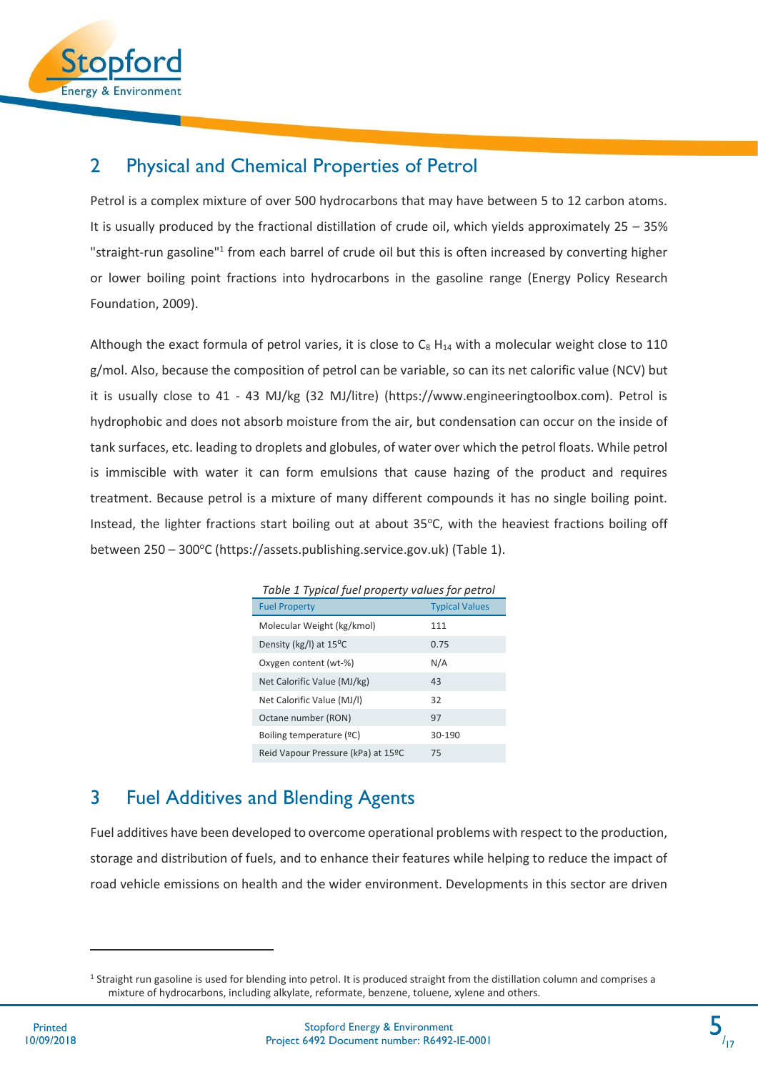## 2 Physical and Chemical Properties of Petrol

Petrol is a complex mixture of over 500 hydrocarbons that may have between 5 to 12 carbon atoms. It is usually produced by the fractional distillation of crude oil, which yields approximately 25 – 35% "straight-run gasoline"[1] from each barrel of crude oil but this is often increased by converting higher or lower boiling point fractions into hydrocarbons in the gasoline range (Energy Policy Research Foundation, 2009).

Although the exact formula of petrol varies, it is close to $C_8 H_{14}$ with a molecular weight close to 110 g/mol. Also, because the composition of petrol can be variable, so can its net calorific value (NCV) but it is usually close to 41 - 43 MJ/kg (32 MJ/litre) (https://www.engineeringtoolbox.com). Petrol is hydrophobic and does not absorb moisture from the air, but condensation can occur on the inside of tank surfaces, etc. leading to droplets and globules, of water over which the petrol floats. While petrol is immiscible with water it can form emulsions that cause hazing of the product and requires treatment. Because petrol is a mixture of many different compounds it has no single boiling point. Instead, the lighter fractions start boiling out at about 35°C, with the heaviest fractions boiling off between 250 – 300°C (https://assets.publishing.service.gov.uk) (Table 1).

*Table 1 Typical fuel property values for petrol*

| Fuel Property | Typical Values |
|---|---|
| Molecular Weight (kg/kmol) | 111 |
| Density (kg/l) at 15°C | 0.75 |
| Oxygen content (wt-%) | N/A |
| Net Calorific Value (MJ/kg) | 43 |
| Net Calorific Value (MJ/l) | 32 |
| Octane number (RON) | 97 |
| Boiling temperature (ºC) | 30-190 |
| Reid Vapour Pressure (kPa) at 15ºC | 75 |

## 3 Fuel Additives and Blending Agents

Fuel additives have been developed to overcome operational problems with respect to the production, storage and distribution of fuels, and to enhance their features while helping to reduce the impact of road vehicle emissions on health and the wider environment. Developments in this sector are driven

---

[1] Straight run gasoline is used for blending into petrol. It is produced straight from the distillation column and comprises a mixture of hydrocarbons, including alkylate, reformate, benzene, toluene, xylene and others.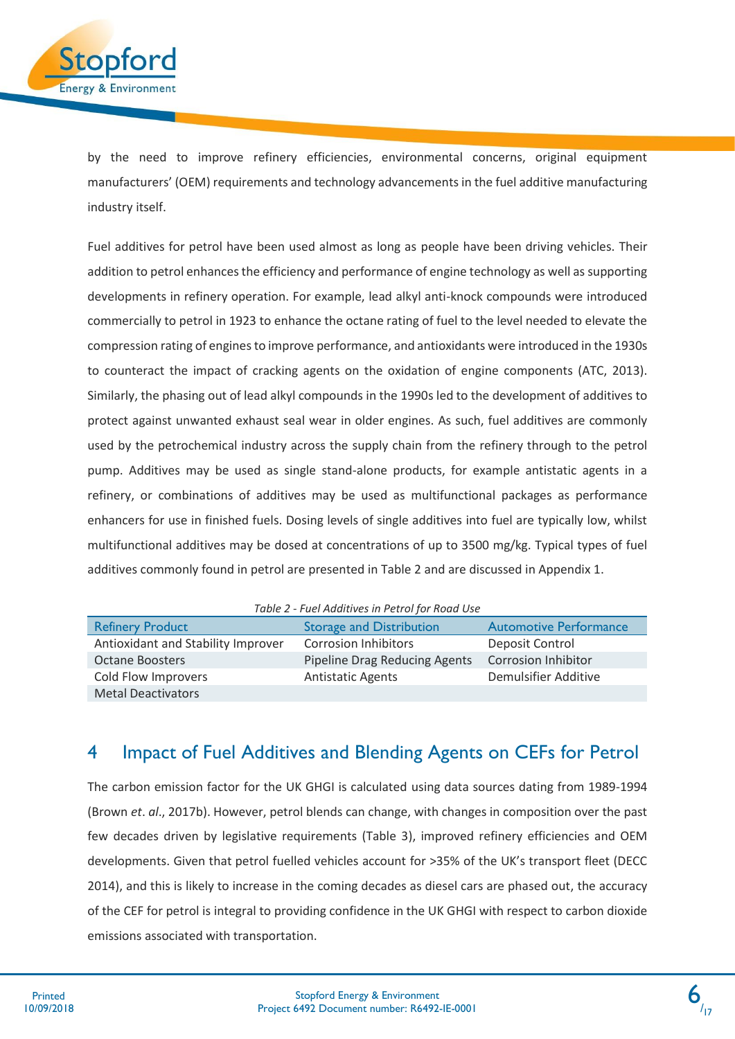by the need to improve refinery efficiencies, environmental concerns, original equipment manufacturers' (OEM) requirements and technology advancements in the fuel additive manufacturing industry itself.

Fuel additives for petrol have been used almost as long as people have been driving vehicles. Their addition to petrol enhances the efficiency and performance of engine technology as well as supporting developments in refinery operation. For example, lead alkyl anti-knock compounds were introduced commercially to petrol in 1923 to enhance the octane rating of fuel to the level needed to elevate the compression rating of engines to improve performance, and antioxidants were introduced in the 1930s to counteract the impact of cracking agents on the oxidation of engine components (ATC, 2013). Similarly, the phasing out of lead alkyl compounds in the 1990s led to the development of additives to protect against unwanted exhaust seal wear in older engines. As such, fuel additives are commonly used by the petrochemical industry across the supply chain from the refinery through to the petrol pump. Additives may be used as single stand-alone products, for example antistatic agents in a refinery, or combinations of additives may be used as multifunctional packages as performance enhancers for use in finished fuels. Dosing levels of single additives into fuel are typically low, whilst multifunctional additives may be dosed at concentrations of up to 3500 mg/kg. Typical types of fuel additives commonly found in petrol are presented in Table 2 and are discussed in Appendix 1.

*Table 2 - Fuel Additives in Petrol for Road Use*

| Refinery Product | Storage and Distribution | Automotive Performance |
|---|---|---|
| Antioxidant and Stability Improver | Corrosion Inhibitors | Deposit Control |
| Octane Boosters | Pipeline Drag Reducing Agents | Corrosion Inhibitor |
| Cold Flow Improvers | Antistatic Agents | Demulsifier Additive |
| Metal Deactivators | | |

## 4 Impact of Fuel Additives and Blending Agents on CEFs for Petrol

The carbon emission factor for the UK GHGI is calculated using data sources dating from 1989-1994 (Brown *et. al*., 2017b). However, petrol blends can change, with changes in composition over the past few decades driven by legislative requirements (Table 3), improved refinery efficiencies and OEM developments. Given that petrol fuelled vehicles account for >35% of the UK's transport fleet (DECC 2014), and this is likely to increase in the coming decades as diesel cars are phased out, the accuracy of the CEF for petrol is integral to providing confidence in the UK GHGI with respect to carbon dioxide emissions associated with transportation.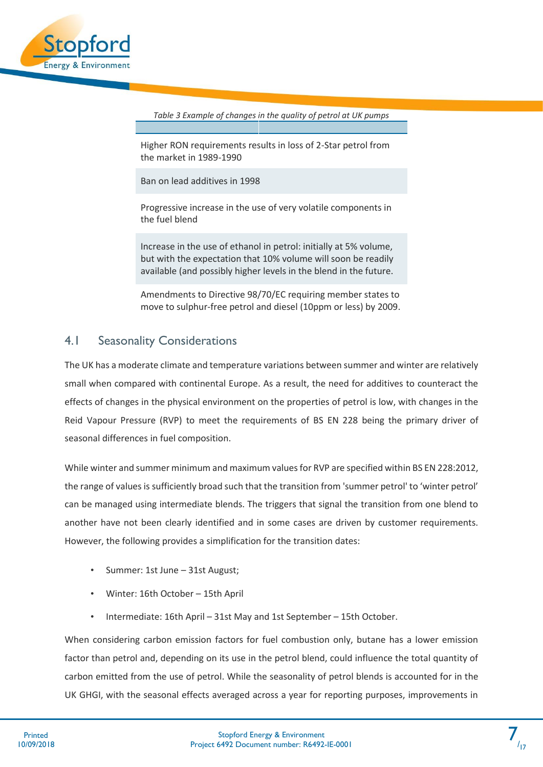*Table 3 Example of changes in the quality of petrol at UK pumps*

| |
|---|
| Higher RON requirements results in loss of 2-Star petrol from the market in 1989-1990 |
| Ban on lead additives in 1998 |
| Progressive increase in the use of very volatile components in the fuel blend |
| Increase in the use of ethanol in petrol: initially at 5% volume, but with the expectation that 10% volume will soon be readily available (and possibly higher levels in the blend in the future. |
| Amendments to Directive 98/70/EC requiring member states to move to sulphur-free petrol and diesel (10ppm or less) by 2009. |

## 4.1 Seasonality Considerations

The UK has a moderate climate and temperature variations between summer and winter are relatively small when compared with continental Europe. As a result, the need for additives to counteract the effects of changes in the physical environment on the properties of petrol is low, with changes in the Reid Vapour Pressure (RVP) to meet the requirements of BS EN 228 being the primary driver of seasonal differences in fuel composition.

While winter and summer minimum and maximum values for RVP are specified within BS EN 228:2012, the range of values is sufficiently broad such that the transition from 'summer petrol' to 'winter petrol' can be managed using intermediate blends. The triggers that signal the transition from one blend to another have not been clearly identified and in some cases are driven by customer requirements. However, the following provides a simplification for the transition dates:

- Summer: 1st June – 31st August;
- Winter: 16th October – 15th April
- Intermediate: 16th April – 31st May and 1st September – 15th October.

When considering carbon emission factors for fuel combustion only, butane has a lower emission factor than petrol and, depending on its use in the petrol blend, could influence the total quantity of carbon emitted from the use of petrol. While the seasonality of petrol blends is accounted for in the UK GHGI, with the seasonal effects averaged across a year for reporting purposes, improvements in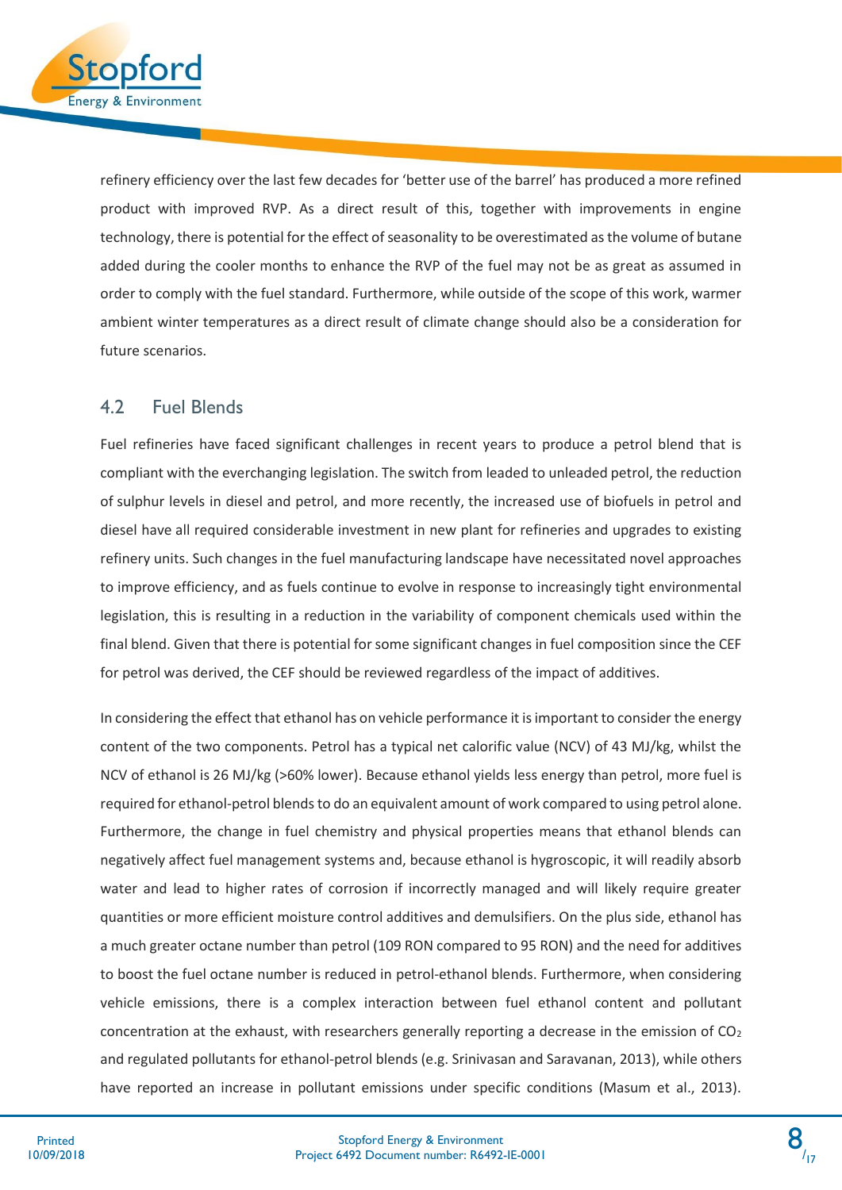refinery efficiency over the last few decades for 'better use of the barrel' has produced a more refined product with improved RVP. As a direct result of this, together with improvements in engine technology, there is potential for the effect of seasonality to be overestimated as the volume of butane added during the cooler months to enhance the RVP of the fuel may not be as great as assumed in order to comply with the fuel standard. Furthermore, while outside of the scope of this work, warmer ambient winter temperatures as a direct result of climate change should also be a consideration for future scenarios.

## 4.2 Fuel Blends

Fuel refineries have faced significant challenges in recent years to produce a petrol blend that is compliant with the everchanging legislation. The switch from leaded to unleaded petrol, the reduction of sulphur levels in diesel and petrol, and more recently, the increased use of biofuels in petrol and diesel have all required considerable investment in new plant for refineries and upgrades to existing refinery units. Such changes in the fuel manufacturing landscape have necessitated novel approaches to improve efficiency, and as fuels continue to evolve in response to increasingly tight environmental legislation, this is resulting in a reduction in the variability of component chemicals used within the final blend. Given that there is potential for some significant changes in fuel composition since the CEF for petrol was derived, the CEF should be reviewed regardless of the impact of additives.

In considering the effect that ethanol has on vehicle performance it is important to consider the energy content of the two components. Petrol has a typical net calorific value (NCV) of 43 MJ/kg, whilst the NCV of ethanol is 26 MJ/kg (>60% lower). Because ethanol yields less energy than petrol, more fuel is required for ethanol-petrol blends to do an equivalent amount of work compared to using petrol alone. Furthermore, the change in fuel chemistry and physical properties means that ethanol blends can negatively affect fuel management systems and, because ethanol is hygroscopic, it will readily absorb water and lead to higher rates of corrosion if incorrectly managed and will likely require greater quantities or more efficient moisture control additives and demulsifiers. On the plus side, ethanol has a much greater octane number than petrol (109 RON compared to 95 RON) and the need for additives to boost the fuel octane number is reduced in petrol-ethanol blends. Furthermore, when considering vehicle emissions, there is a complex interaction between fuel ethanol content and pollutant concentration at the exhaust, with researchers generally reporting a decrease in the emission of $CO_2$ and regulated pollutants for ethanol-petrol blends (e.g. Srinivasan and Saravanan, 2013), while others have reported an increase in pollutant emissions under specific conditions (Masum et al., 2013).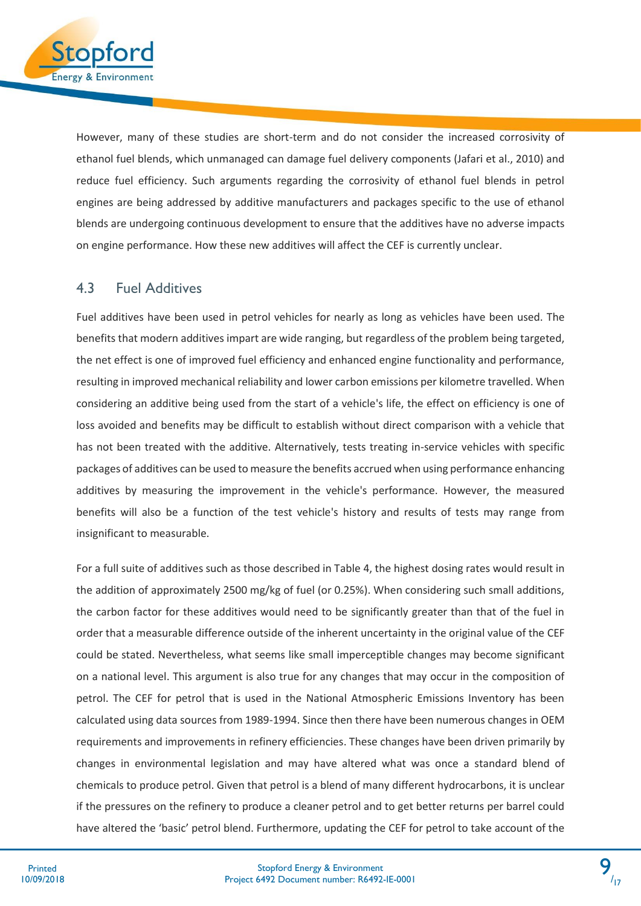However, many of these studies are short-term and do not consider the increased corrosivity of ethanol fuel blends, which unmanaged can damage fuel delivery components (Jafari et al., 2010) and reduce fuel efficiency. Such arguments regarding the corrosivity of ethanol fuel blends in petrol engines are being addressed by additive manufacturers and packages specific to the use of ethanol blends are undergoing continuous development to ensure that the additives have no adverse impacts on engine performance. How these new additives will affect the CEF is currently unclear.

## 4.3 Fuel Additives

Fuel additives have been used in petrol vehicles for nearly as long as vehicles have been used. The benefits that modern additives impart are wide ranging, but regardless of the problem being targeted, the net effect is one of improved fuel efficiency and enhanced engine functionality and performance, resulting in improved mechanical reliability and lower carbon emissions per kilometre travelled. When considering an additive being used from the start of a vehicle's life, the effect on efficiency is one of loss avoided and benefits may be difficult to establish without direct comparison with a vehicle that has not been treated with the additive. Alternatively, tests treating in-service vehicles with specific packages of additives can be used to measure the benefits accrued when using performance enhancing additives by measuring the improvement in the vehicle's performance. However, the measured benefits will also be a function of the test vehicle's history and results of tests may range from insignificant to measurable.

For a full suite of additives such as those described in Table 4, the highest dosing rates would result in the addition of approximately 2500 mg/kg of fuel (or 0.25%). When considering such small additions, the carbon factor for these additives would need to be significantly greater than that of the fuel in order that a measurable difference outside of the inherent uncertainty in the original value of the CEF could be stated. Nevertheless, what seems like small imperceptible changes may become significant on a national level. This argument is also true for any changes that may occur in the composition of petrol. The CEF for petrol that is used in the National Atmospheric Emissions Inventory has been calculated using data sources from 1989-1994. Since then there have been numerous changes in OEM requirements and improvements in refinery efficiencies. These changes have been driven primarily by changes in environmental legislation and may have altered what was once a standard blend of chemicals to produce petrol. Given that petrol is a blend of many different hydrocarbons, it is unclear if the pressures on the refinery to produce a cleaner petrol and to get better returns per barrel could have altered the 'basic' petrol blend. Furthermore, updating the CEF for petrol to take account of the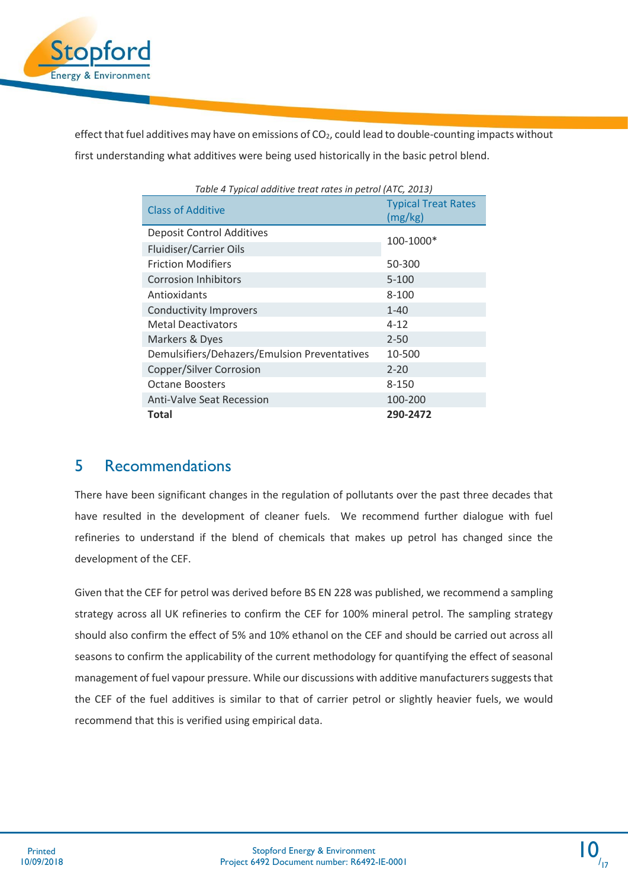effect that fuel additives may have on emissions of $CO_2$, could lead to double-counting impacts without first understanding what additives were being used historically in the basic petrol blend.

*Table 4 Typical additive treat rates in petrol (ATC, 2013)*

| Class of Additive | Typical Treat Rates (mg/kg) |
|---|---|
| Deposit Control Additives | 100-1000* |
| Fluidiser/Carrier Oils | |
| Friction Modifiers | 50-300 |
| Corrosion Inhibitors | 5-100 |
| Antioxidants | 8-100 |
| Conductivity Improvers | 1-40 |
| Metal Deactivators | 4-12 |
| Markers & Dyes | 2-50 |
| Demulsifiers/Dehazers/Emulsion Preventatives | 10-500 |
| Copper/Silver Corrosion | 2-20 |
| Octane Boosters | 8-150 |
| Anti-Valve Seat Recession | 100-200 |
| **Total** | **290-2472** |

## 5 Recommendations

There have been significant changes in the regulation of pollutants over the past three decades that have resulted in the development of cleaner fuels. We recommend further dialogue with fuel refineries to understand if the blend of chemicals that makes up petrol has changed since the development of the CEF.

Given that the CEF for petrol was derived before BS EN 228 was published, we recommend a sampling strategy across all UK refineries to confirm the CEF for 100% mineral petrol. The sampling strategy should also confirm the effect of 5% and 10% ethanol on the CEF and should be carried out across all seasons to confirm the applicability of the current methodology for quantifying the effect of seasonal management of fuel vapour pressure. While our discussions with additive manufacturers suggests that the CEF of the fuel additives is similar to that of carrier petrol or slightly heavier fuels, we would recommend that this is verified using empirical data.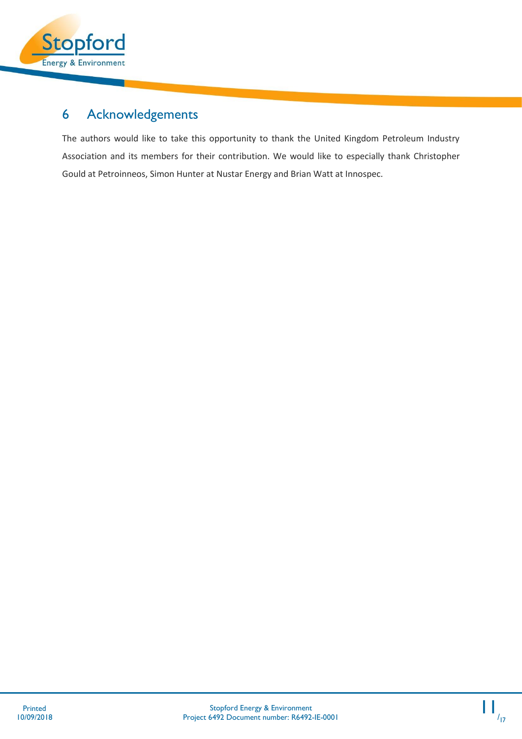# 6 Acknowledgements

The authors would like to take this opportunity to thank the United Kingdom Petroleum Industry Association and its members for their contribution. We would like to especially thank Christopher Gould at Petroineos, Simon Hunter at Nustar Energy and Brian Watt at Innospec.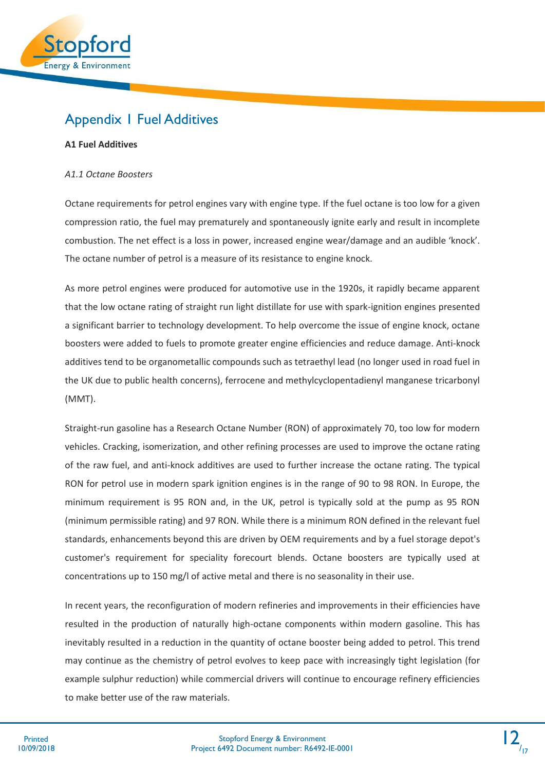# Appendix I Fuel Additives

**A1 Fuel Additives**

*A1.1 Octane Boosters*

Octane requirements for petrol engines vary with engine type. If the fuel octane is too low for a given compression ratio, the fuel may prematurely and spontaneously ignite early and result in incomplete combustion. The net effect is a loss in power, increased engine wear/damage and an audible 'knock'. The octane number of petrol is a measure of its resistance to engine knock.

As more petrol engines were produced for automotive use in the 1920s, it rapidly became apparent that the low octane rating of straight run light distillate for use with spark-ignition engines presented a significant barrier to technology development. To help overcome the issue of engine knock, octane boosters were added to fuels to promote greater engine efficiencies and reduce damage. Anti-knock additives tend to be organometallic compounds such as tetraethyl lead (no longer used in road fuel in the UK due to public health concerns), ferrocene and methylcyclopentadienyl manganese tricarbonyl (MMT).

Straight-run gasoline has a Research Octane Number (RON) of approximately 70, too low for modern vehicles. Cracking, isomerization, and other refining processes are used to improve the octane rating of the raw fuel, and anti-knock additives are used to further increase the octane rating. The typical RON for petrol use in modern spark ignition engines is in the range of 90 to 98 RON. In Europe, the minimum requirement is 95 RON and, in the UK, petrol is typically sold at the pump as 95 RON (minimum permissible rating) and 97 RON. While there is a minimum RON defined in the relevant fuel standards, enhancements beyond this are driven by OEM requirements and by a fuel storage depot's customer's requirement for speciality forecourt blends. Octane boosters are typically used at concentrations up to 150 mg/l of active metal and there is no seasonality in their use.

In recent years, the reconfiguration of modern refineries and improvements in their efficiencies have resulted in the production of naturally high-octane components within modern gasoline. This has inevitably resulted in a reduction in the quantity of octane booster being added to petrol. This trend may continue as the chemistry of petrol evolves to keep pace with increasingly tight legislation (for example sulphur reduction) while commercial drivers will continue to encourage refinery efficiencies to make better use of the raw materials.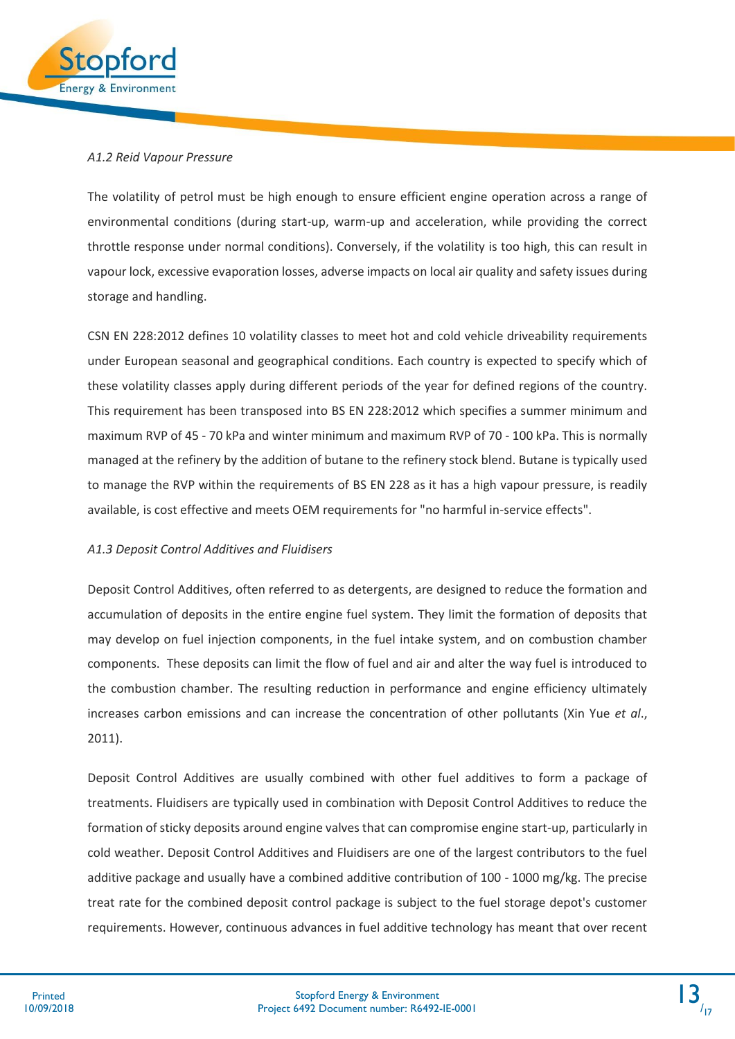*A1.2 Reid Vapour Pressure*

The volatility of petrol must be high enough to ensure efficient engine operation across a range of environmental conditions (during start-up, warm-up and acceleration, while providing the correct throttle response under normal conditions). Conversely, if the volatility is too high, this can result in vapour lock, excessive evaporation losses, adverse impacts on local air quality and safety issues during storage and handling.

CSN EN 228:2012 defines 10 volatility classes to meet hot and cold vehicle driveability requirements under European seasonal and geographical conditions. Each country is expected to specify which of these volatility classes apply during different periods of the year for defined regions of the country. This requirement has been transposed into BS EN 228:2012 which specifies a summer minimum and maximum RVP of 45 - 70 kPa and winter minimum and maximum RVP of 70 - 100 kPa. This is normally managed at the refinery by the addition of butane to the refinery stock blend. Butane is typically used to manage the RVP within the requirements of BS EN 228 as it has a high vapour pressure, is readily available, is cost effective and meets OEM requirements for "no harmful in-service effects".

*A1.3 Deposit Control Additives and Fluidisers*

Deposit Control Additives, often referred to as detergents, are designed to reduce the formation and accumulation of deposits in the entire engine fuel system. They limit the formation of deposits that may develop on fuel injection components, in the fuel intake system, and on combustion chamber components. These deposits can limit the flow of fuel and air and alter the way fuel is introduced to the combustion chamber. The resulting reduction in performance and engine efficiency ultimately increases carbon emissions and can increase the concentration of other pollutants (Xin Yue *et al.*, 2011).

Deposit Control Additives are usually combined with other fuel additives to form a package of treatments. Fluidisers are typically used in combination with Deposit Control Additives to reduce the formation of sticky deposits around engine valves that can compromise engine start-up, particularly in cold weather. Deposit Control Additives and Fluidisers are one of the largest contributors to the fuel additive package and usually have a combined additive contribution of 100 - 1000 mg/kg. The precise treat rate for the combined deposit control package is subject to the fuel storage depot's customer requirements. However, continuous advances in fuel additive technology has meant that over recent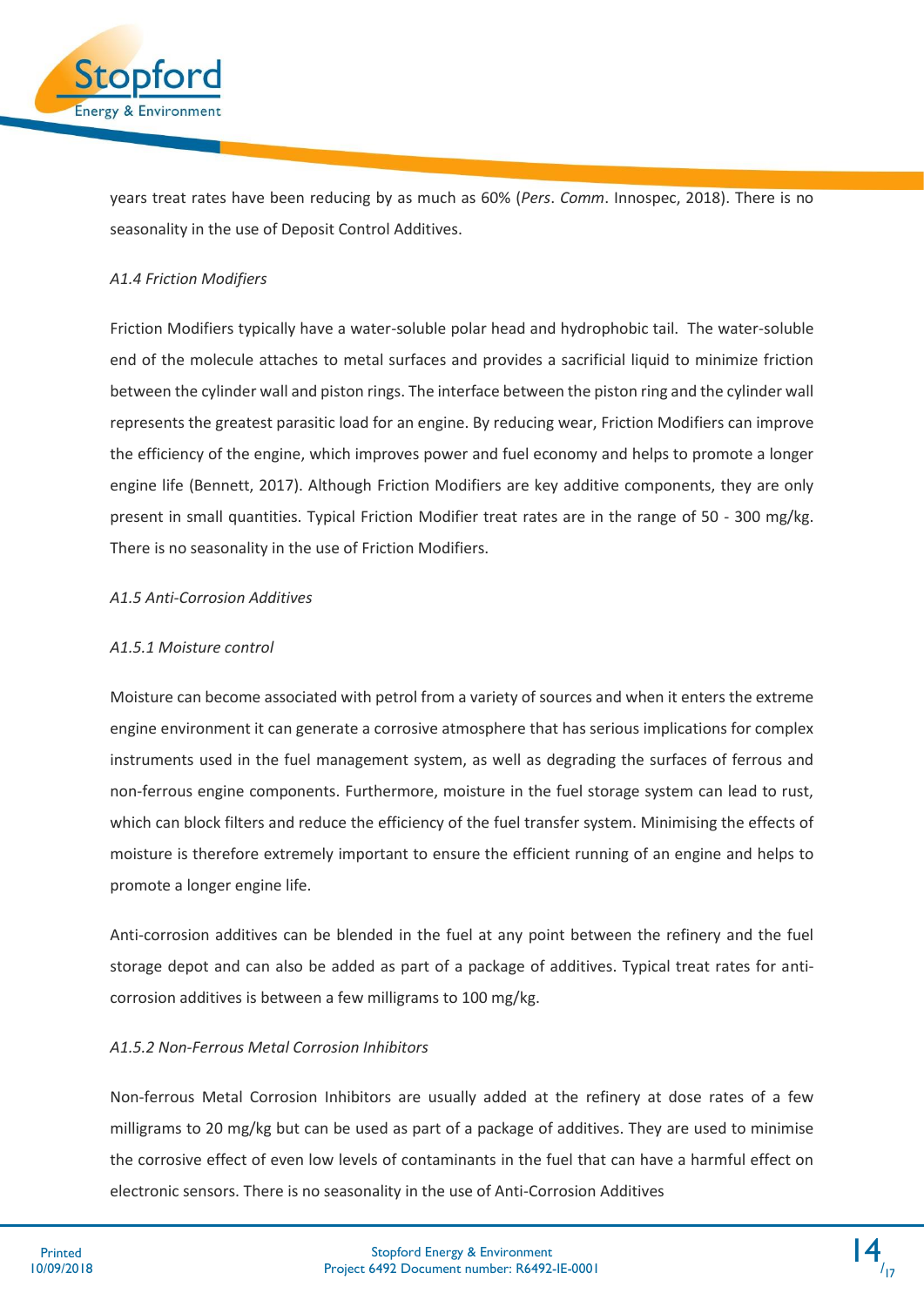years treat rates have been reducing by as much as 60% (*Pers*. *Comm*. Innospec, 2018). There is no seasonality in the use of Deposit Control Additives.

*A1.4 Friction Modifiers*

Friction Modifiers typically have a water-soluble polar head and hydrophobic tail. The water-soluble end of the molecule attaches to metal surfaces and provides a sacrificial liquid to minimize friction between the cylinder wall and piston rings. The interface between the piston ring and the cylinder wall represents the greatest parasitic load for an engine. By reducing wear, Friction Modifiers can improve the efficiency of the engine, which improves power and fuel economy and helps to promote a longer engine life (Bennett, 2017). Although Friction Modifiers are key additive components, they are only present in small quantities. Typical Friction Modifier treat rates are in the range of 50 - 300 mg/kg. There is no seasonality in the use of Friction Modifiers.

*A1.5 Anti-Corrosion Additives*

*A1.5.1 Moisture control*

Moisture can become associated with petrol from a variety of sources and when it enters the extreme engine environment it can generate a corrosive atmosphere that has serious implications for complex instruments used in the fuel management system, as well as degrading the surfaces of ferrous and non-ferrous engine components. Furthermore, moisture in the fuel storage system can lead to rust, which can block filters and reduce the efficiency of the fuel transfer system. Minimising the effects of moisture is therefore extremely important to ensure the efficient running of an engine and helps to promote a longer engine life.

Anti-corrosion additives can be blended in the fuel at any point between the refinery and the fuel storage depot and can also be added as part of a package of additives. Typical treat rates for anti-corrosion additives is between a few milligrams to 100 mg/kg.

*A1.5.2 Non-Ferrous Metal Corrosion Inhibitors*

Non-ferrous Metal Corrosion Inhibitors are usually added at the refinery at dose rates of a few milligrams to 20 mg/kg but can be used as part of a package of additives. They are used to minimise the corrosive effect of even low levels of contaminants in the fuel that can have a harmful effect on electronic sensors. There is no seasonality in the use of Anti-Corrosion Additives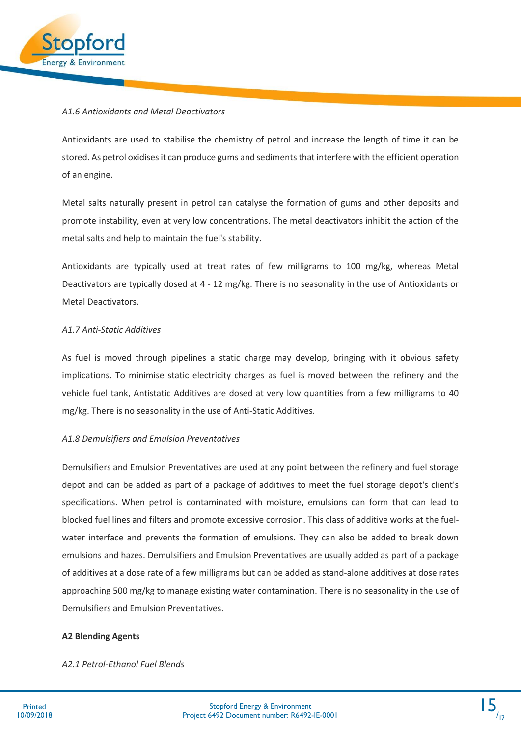*A1.6 Antioxidants and Metal Deactivators*

Antioxidants are used to stabilise the chemistry of petrol and increase the length of time it can be stored. As petrol oxidises it can produce gums and sediments that interfere with the efficient operation of an engine.

Metal salts naturally present in petrol can catalyse the formation of gums and other deposits and promote instability, even at very low concentrations. The metal deactivators inhibit the action of the metal salts and help to maintain the fuel's stability.

Antioxidants are typically used at treat rates of few milligrams to 100 mg/kg, whereas Metal Deactivators are typically dosed at 4 - 12 mg/kg. There is no seasonality in the use of Antioxidants or Metal Deactivators.

*A1.7 Anti-Static Additives*

As fuel is moved through pipelines a static charge may develop, bringing with it obvious safety implications. To minimise static electricity charges as fuel is moved between the refinery and the vehicle fuel tank, Antistatic Additives are dosed at very low quantities from a few milligrams to 40 mg/kg. There is no seasonality in the use of Anti-Static Additives.

*A1.8 Demulsifiers and Emulsion Preventatives*

Demulsifiers and Emulsion Preventatives are used at any point between the refinery and fuel storage depot and can be added as part of a package of additives to meet the fuel storage depot's client's specifications. When petrol is contaminated with moisture, emulsions can form that can lead to blocked fuel lines and filters and promote excessive corrosion. This class of additive works at the fuel-water interface and prevents the formation of emulsions. They can also be added to break down emulsions and hazes. Demulsifiers and Emulsion Preventatives are usually added as part of a package of additives at a dose rate of a few milligrams but can be added as stand-alone additives at dose rates approaching 500 mg/kg to manage existing water contamination. There is no seasonality in the use of Demulsifiers and Emulsion Preventatives.

**A2 Blending Agents**

*A2.1 Petrol-Ethanol Fuel Blends*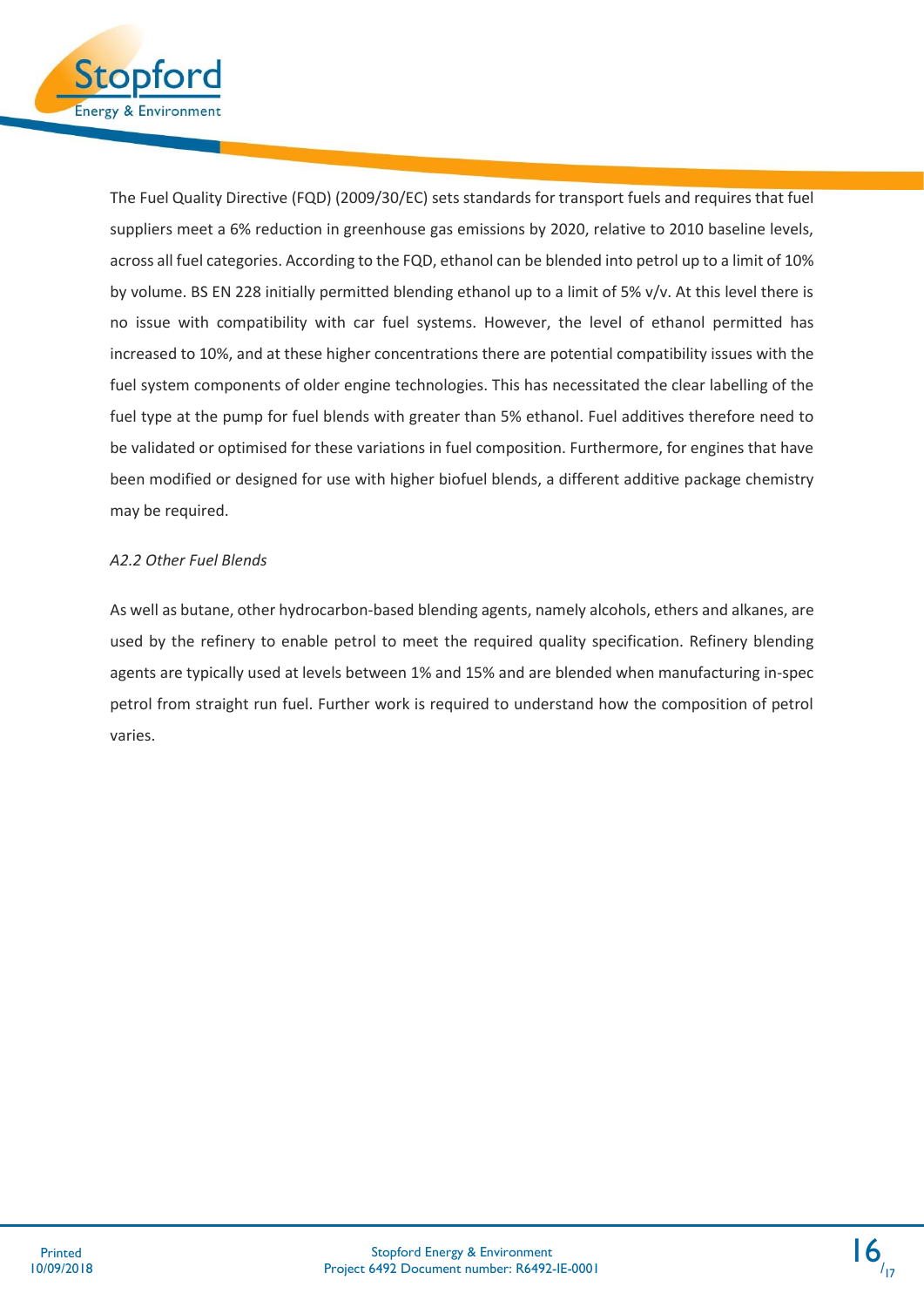The Fuel Quality Directive (FQD) (2009/30/EC) sets standards for transport fuels and requires that fuel suppliers meet a 6% reduction in greenhouse gas emissions by 2020, relative to 2010 baseline levels, across all fuel categories. According to the FQD, ethanol can be blended into petrol up to a limit of 10% by volume. BS EN 228 initially permitted blending ethanol up to a limit of 5% v/v. At this level there is no issue with compatibility with car fuel systems. However, the level of ethanol permitted has increased to 10%, and at these higher concentrations there are potential compatibility issues with the fuel system components of older engine technologies. This has necessitated the clear labelling of the fuel type at the pump for fuel blends with greater than 5% ethanol. Fuel additives therefore need to be validated or optimised for these variations in fuel composition. Furthermore, for engines that have been modified or designed for use with higher biofuel blends, a different additive package chemistry may be required.

*A2.2 Other Fuel Blends*

As well as butane, other hydrocarbon-based blending agents, namely alcohols, ethers and alkanes, are used by the refinery to enable petrol to meet the required quality specification. Refinery blending agents are typically used at levels between 1% and 15% and are blended when manufacturing in-spec petrol from straight run fuel. Further work is required to understand how the composition of petrol varies.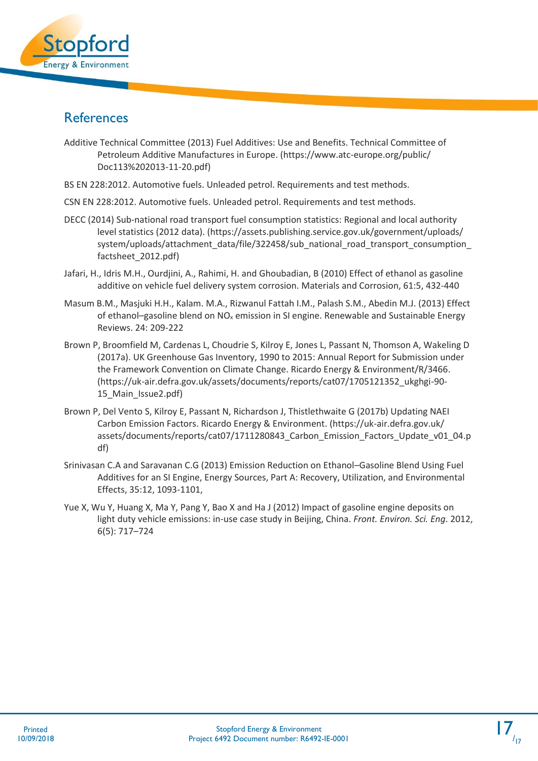## References

Additive Technical Committee (2013) Fuel Additives: Use and Benefits. Technical Committee of Petroleum Additive Manufactures in Europe. (https://www.atc-europe.org/public/Doc113%202013-11-20.pdf)

BS EN 228:2012. Automotive fuels. Unleaded petrol. Requirements and test methods.

CSN EN 228:2012. Automotive fuels. Unleaded petrol. Requirements and test methods.

DECC (2014) Sub-national road transport fuel consumption statistics: Regional and local authority level statistics (2012 data). (https://assets.publishing.service.gov.uk/government/uploads/system/uploads/attachment_data/file/322458/sub_national_road_transport_consumption_factsheet_2012.pdf)

Jafari, H., Idris M.H., Ourdjini, A., Rahimi, H. and Ghoubadian, B (2010) Effect of ethanol as gasoline additive on vehicle fuel delivery system corrosion. Materials and Corrosion, 61:5, 432-440

Masum B.M., Masjuki H.H., Kalam. M.A., Rizwanul Fattah I.M., Palash S.M., Abedin M.J. (2013) Effect of ethanol–gasoline blend on $NO_x$ emission in SI engine. Renewable and Sustainable Energy Reviews. 24: 209-222

Brown P, Broomfield M, Cardenas L, Choudrie S, Kilroy E, Jones L, Passant N, Thomson A, Wakeling D (2017a). UK Greenhouse Gas Inventory, 1990 to 2015: Annual Report for Submission under the Framework Convention on Climate Change. Ricardo Energy & Environment/R/3466. (https://uk-air.defra.gov.uk/assets/documents/reports/cat07/1705121352_ukghgi-90-15_Main_Issue2.pdf)

Brown P, Del Vento S, Kilroy E, Passant N, Richardson J, Thistlethwaite G (2017b) Updating NAEI Carbon Emission Factors. Ricardo Energy & Environment. (https://uk-air.defra.gov.uk/assets/documents/reports/cat07/1711280843_Carbon_Emission_Factors_Update_v01_04.pdf)

Srinivasan C.A and Saravanan C.G (2013) Emission Reduction on Ethanol–Gasoline Blend Using Fuel Additives for an SI Engine, Energy Sources, Part A: Recovery, Utilization, and Environmental Effects, 35:12, 1093-1101,

Yue X, Wu Y, Huang X, Ma Y, Pang Y, Bao X and Ha J (2012) Impact of gasoline engine deposits on light duty vehicle emissions: in-use case study in Beijing, China. *Front. Environ. Sci. Eng*. 2012, 6(5): 717–724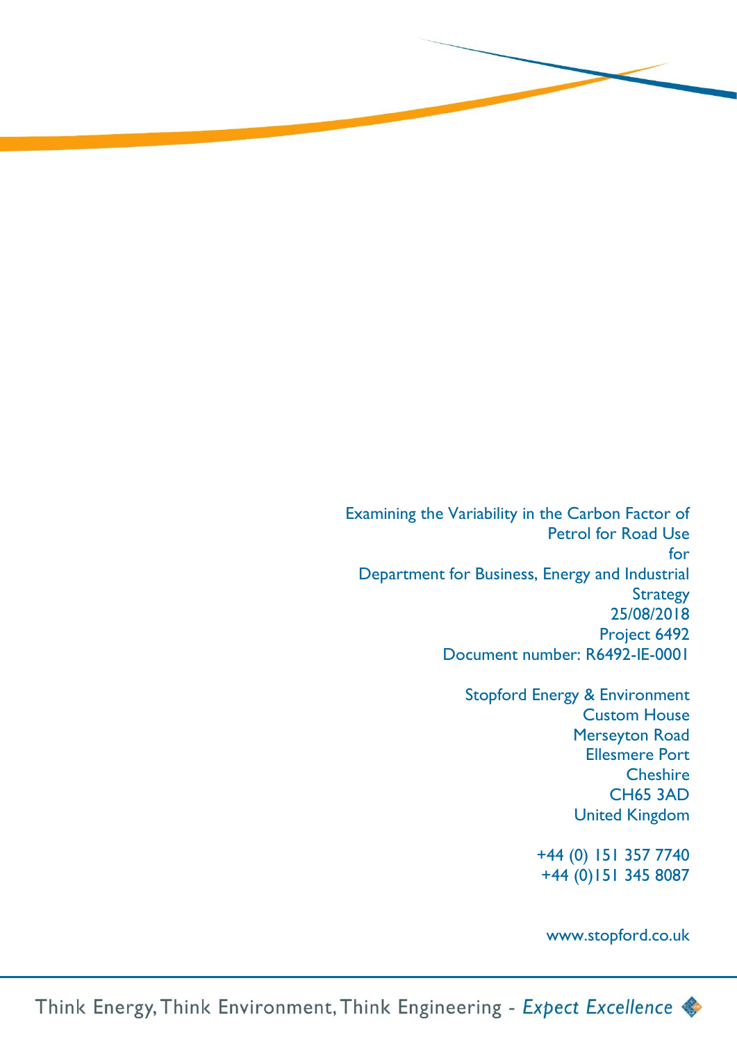Examining the Variability in the Carbon Factor of Petrol for Road Use
for
Department for Business, Energy and Industrial Strategy
25/08/2018
Project 6492
Document number: R6492-IE-0001

Stopford Energy & Environment
Custom House
Merseyton Road
Ellesmere Port
Cheshire
CH65 3AD
United Kingdom

+44 (0) 151 357 7740
+44 (0)151 345 8087

www.stopford.co.uk

Think Energy, Think Environment, Think Engineering - *Expect Excellence*